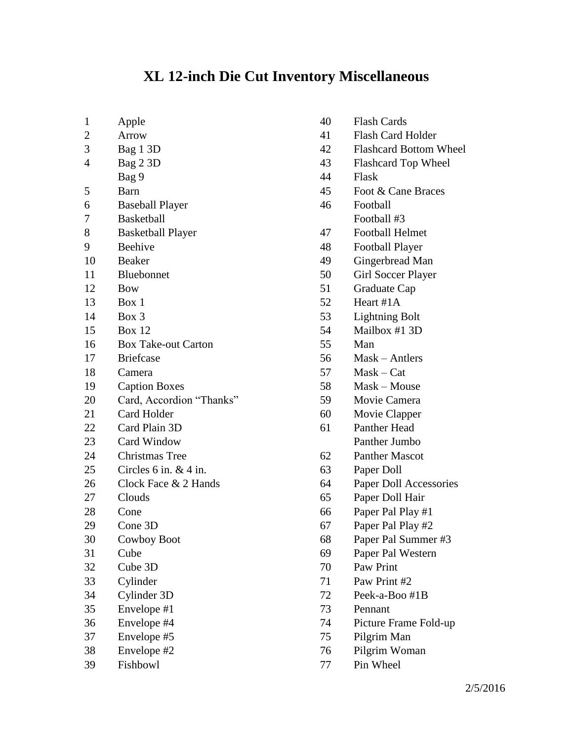# XL 12-inch Die Cut Inventory Miscellaneous

| | |
|---|---|
| 1 | Apple |
| 2 | Arrow |
| 3 | Bag 1 3D |
| 4 | Bag 2 3D |
| | Bag 9 |
| 5 | Barn |
| 6 | Baseball Player |
| 7 | Basketball |
| 8 | Basketball Player |
| 9 | Beehive |
| 10 | Beaker |
| 11 | Bluebonnet |
| 12 | Bow |
| 13 | Box 1 |
| 14 | Box 3 |
| 15 | Box 12 |
| 16 | Box Take-out Carton |
| 17 | Briefcase |
| 18 | Camera |
| 19 | Caption Boxes |
| 20 | Card, Accordion "Thanks" |
| 21 | Card Holder |
| 22 | Card Plain 3D |
| 23 | Card Window |
| 24 | Christmas Tree |
| 25 | Circles 6 in. & 4 in. |
| 26 | Clock Face & 2 Hands |
| 27 | Clouds |
| 28 | Cone |
| 29 | Cone 3D |
| 30 | Cowboy Boot |
| 31 | Cube |
| 32 | Cube 3D |
| 33 | Cylinder |
| 34 | Cylinder 3D |
| 35 | Envelope #1 |
| 36 | Envelope #4 |
| 37 | Envelope #5 |
| 38 | Envelope #2 |
| 39 | Fishbowl |
| 40 | Flash Cards |
| 41 | Flash Card Holder |
| 42 | Flashcard Bottom Wheel |
| 43 | Flashcard Top Wheel |
| 44 | Flask |
| 45 | Foot & Cane Braces |
| 46 | Football |
| | Football #3 |
| 47 | Football Helmet |
| 48 | Football Player |
| 49 | Gingerbread Man |
| 50 | Girl Soccer Player |
| 51 | Graduate Cap |
| 52 | Heart #1A |
| 53 | Lightning Bolt |
| 54 | Mailbox #1 3D |
| 55 | Man |
| 56 | Mask – Antlers |
| 57 | Mask – Cat |
| 58 | Mask – Mouse |
| 59 | Movie Camera |
| 60 | Movie Clapper |
| 61 | Panther Head |
| | Panther Jumbo |
| 62 | Panther Mascot |
| 63 | Paper Doll |
| 64 | Paper Doll Accessories |
| 65 | Paper Doll Hair |
| 66 | Paper Pal Play #1 |
| 67 | Paper Pal Play #2 |
| 68 | Paper Pal Summer #3 |
| 69 | Paper Pal Western |
| 70 | Paw Print |
| 71 | Paw Print #2 |
| 72 | Peek-a-Boo #1B |
| 73 | Pennant |
| 74 | Picture Frame Fold-up |
| 75 | Pilgrim Man |
| 76 | Pilgrim Woman |
| 77 | Pin Wheel |

2/5/2016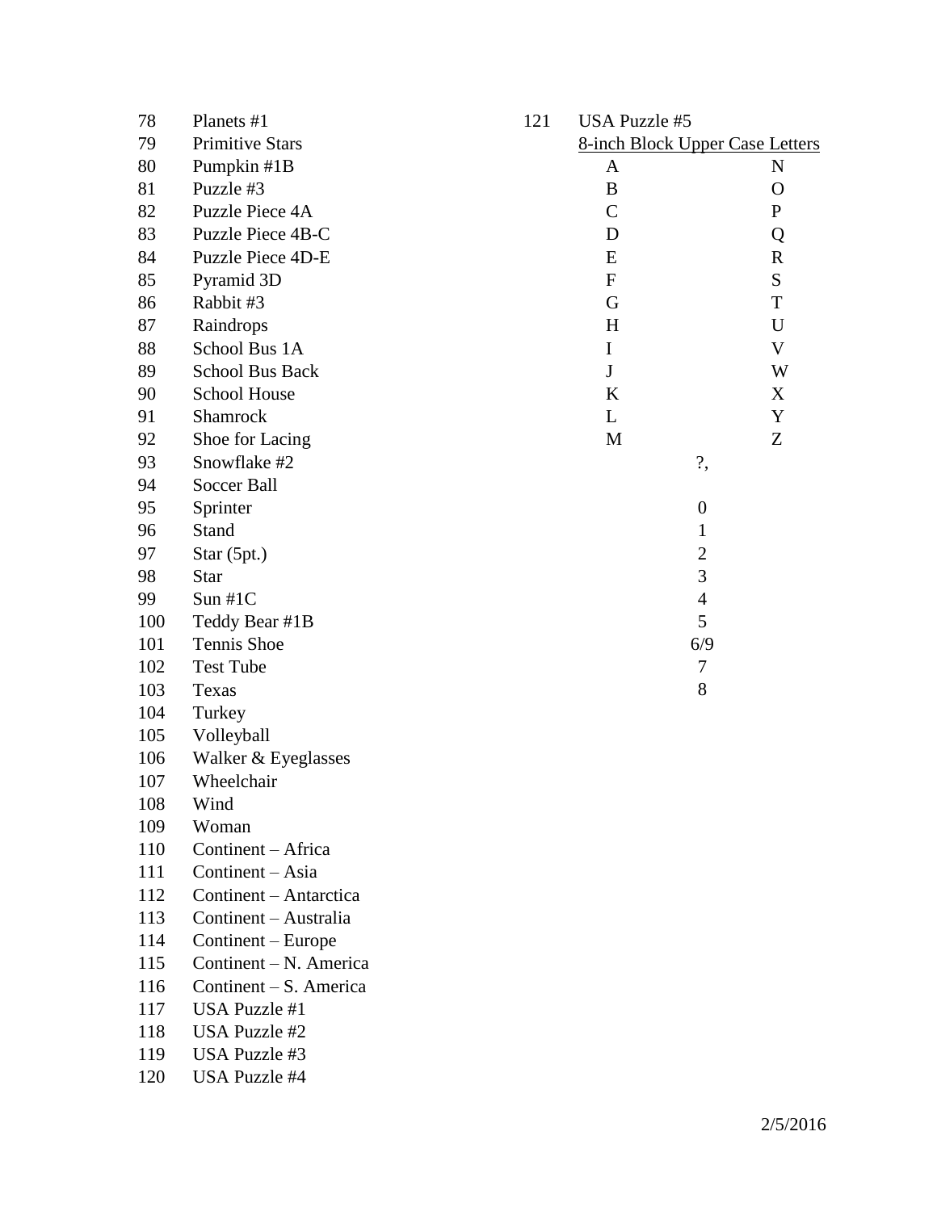78 Planets #1
79 Primitive Stars
80 Pumpkin #1B
81 Puzzle #3
82 Puzzle Piece 4A
83 Puzzle Piece 4B-C
84 Puzzle Piece 4D-E
85 Pyramid 3D
86 Rabbit #3
87 Raindrops
88 School Bus 1A
89 School Bus Back
90 School House
91 Shamrock
92 Shoe for Lacing
93 Snowflake #2
94 Soccer Ball
95 Sprinter
96 Stand
97 Star (5pt.)
98 Star
99 Sun #1C
100 Teddy Bear #1B
101 Tennis Shoe
102 Test Tube
103 Texas
104 Turkey
105 Volleyball
106 Walker & Eyeglasses
107 Wheelchair
108 Wind
109 Woman
110 Continent – Africa
111 Continent – Asia
112 Continent – Antarctica
113 Continent – Australia
114 Continent – Europe
115 Continent – N. America
116 Continent – S. America
117 USA Puzzle #1
118 USA Puzzle #2
119 USA Puzzle #3
120 USA Puzzle #4
121 USA Puzzle #5

8-inch Block Upper Case Letters

| | |
|---|---|
| A | N |
| B | O |
| C | P |
| D | Q |
| E | R |
| F | S |
| G | T |
| H | U |
| I | V |
| J | W |
| K | X |
| L | Y |
| M | Z |

?,

0
1
2
3
4
5
6/9
7
8

2/5/2016